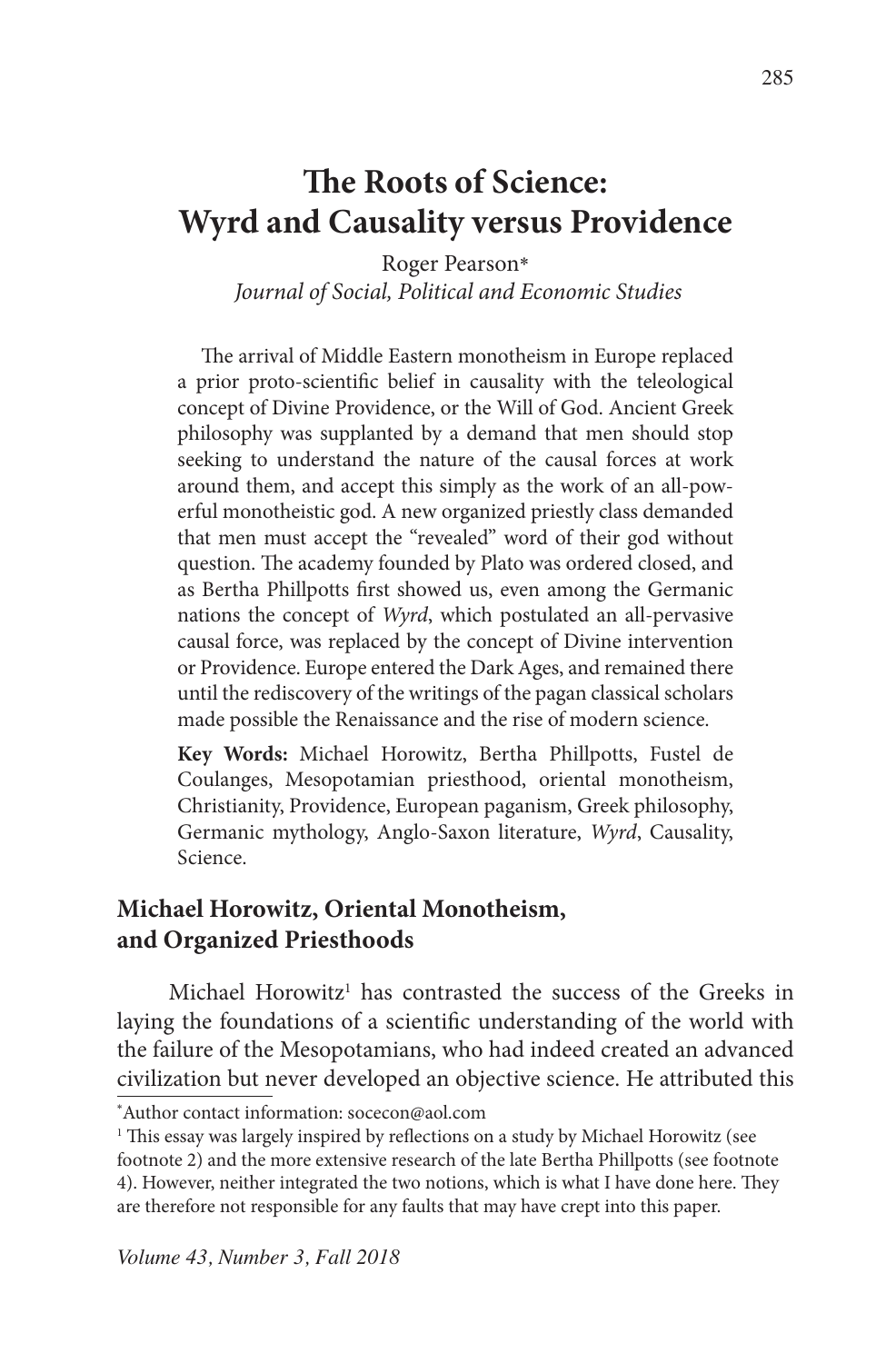# The Roots of Science: Wyrd and Causality versus Providence

Roger Pearson*
*Journal of Social, Political and Economic Studies*

The arrival of Middle Eastern monotheism in Europe replaced a prior proto-scientific belief in causality with the teleological concept of Divine Providence, or the Will of God. Ancient Greek philosophy was supplanted by a demand that men should stop seeking to understand the nature of the causal forces at work around them, and accept this simply as the work of an all-powerful monotheistic god. A new organized priestly class demanded that men must accept the "revealed" word of their god without question. The academy founded by Plato was ordered closed, and as Bertha Phillpotts first showed us, even among the Germanic nations the concept of *Wyrd*, which postulated an all-pervasive causal force, was replaced by the concept of Divine intervention or Providence. Europe entered the Dark Ages, and remained there until the rediscovery of the writings of the pagan classical scholars made possible the Renaissance and the rise of modern science.

**Key Words:** Michael Horowitz, Bertha Phillpotts, Fustel de Coulanges, Mesopotamian priesthood, oriental monotheism, Christianity, Providence, European paganism, Greek philosophy, Germanic mythology, Anglo-Saxon literature, *Wyrd*, Causality, Science.

## Michael Horowitz, Oriental Monotheism, and Organized Priesthoods

Michael Horowitz[1] has contrasted the success of the Greeks in laying the foundations of a scientific understanding of the world with the failure of the Mesopotamians, who had indeed created an advanced civilization but never developed an objective science. He attributed this

*Author contact information: socecon@aol.com

[1] This essay was largely inspired by reflections on a study by Michael Horowitz (see footnote 2) and the more extensive research of the late Bertha Phillpotts (see footnote 4). However, neither integrated the two notions, which is what I have done here. They are therefore not responsible for any faults that may have crept into this paper.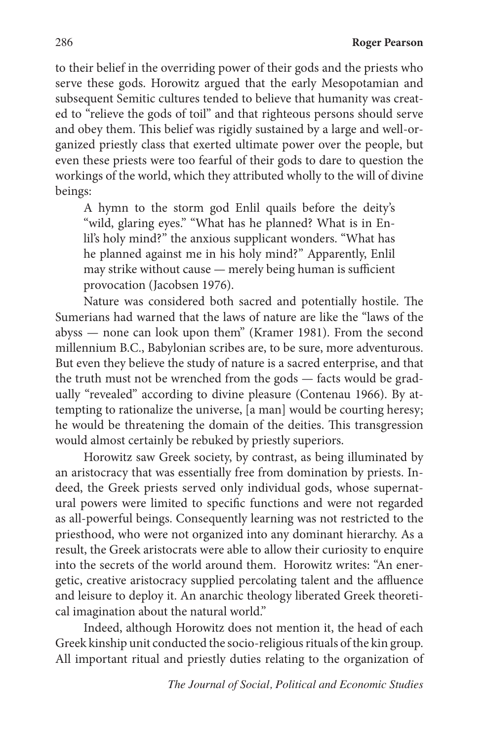to their belief in the overriding power of their gods and the priests who serve these gods. Horowitz argued that the early Mesopotamian and subsequent Semitic cultures tended to believe that humanity was created to "relieve the gods of toil" and that righteous persons should serve and obey them. This belief was rigidly sustained by a large and well-organized priestly class that exerted ultimate power over the people, but even these priests were too fearful of their gods to dare to question the workings of the world, which they attributed wholly to the will of divine beings:

> A hymn to the storm god Enlil quails before the deity's "wild, glaring eyes." "What has he planned? What is in Enlil's holy mind?" the anxious supplicant wonders. "What has he planned against me in his holy mind?" Apparently, Enlil may strike without cause — merely being human is sufficient provocation (Jacobsen 1976).

Nature was considered both sacred and potentially hostile. The Sumerians had warned that the laws of nature are like the "laws of the abyss — none can look upon them" (Kramer 1981). From the second millennium B.C., Babylonian scribes are, to be sure, more adventurous. But even they believe the study of nature is a sacred enterprise, and that the truth must not be wrenched from the gods — facts would be gradually "revealed" according to divine pleasure (Contenau 1966). By attempting to rationalize the universe, [a man] would be courting heresy; he would be threatening the domain of the deities. This transgression would almost certainly be rebuked by priestly superiors.

Horowitz saw Greek society, by contrast, as being illuminated by an aristocracy that was essentially free from domination by priests. Indeed, the Greek priests served only individual gods, whose supernatural powers were limited to specific functions and were not regarded as all-powerful beings. Consequently learning was not restricted to the priesthood, who were not organized into any dominant hierarchy. As a result, the Greek aristocrats were able to allow their curiosity to enquire into the secrets of the world around them. Horowitz writes: "An energetic, creative aristocracy supplied percolating talent and the affluence and leisure to deploy it. An anarchic theology liberated Greek theoretical imagination about the natural world."

Indeed, although Horowitz does not mention it, the head of each Greek kinship unit conducted the socio-religious rituals of the kin group. All important ritual and priestly duties relating to the organization of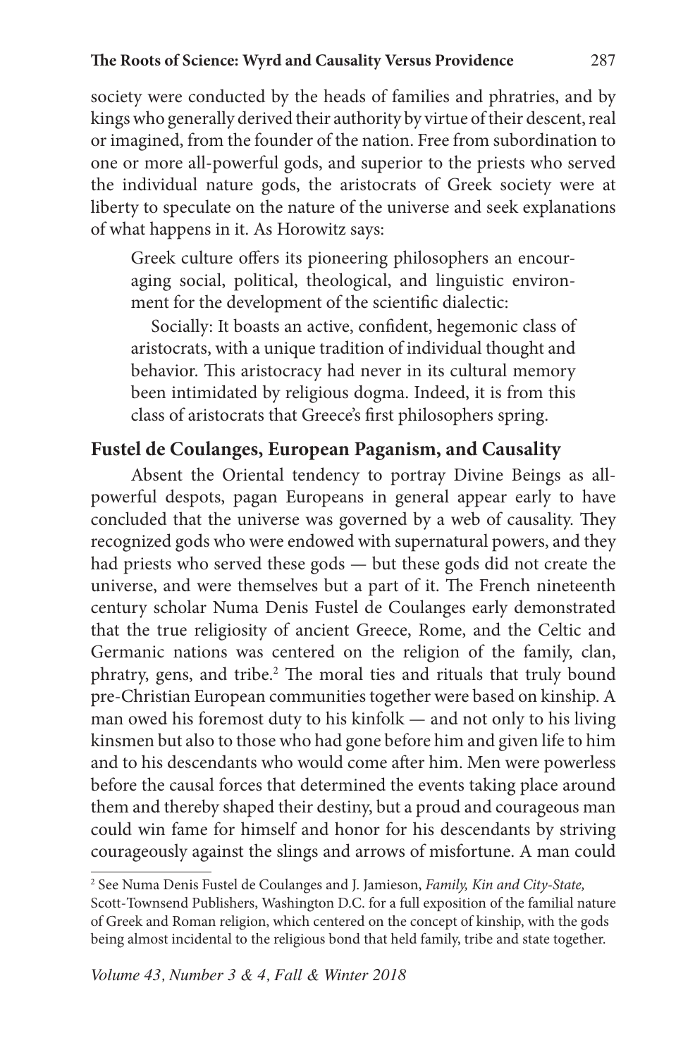society were conducted by the heads of families and phratries, and by kings who generally derived their authority by virtue of their descent, real or imagined, from the founder of the nation. Free from subordination to one or more all-powerful gods, and superior to the priests who served the individual nature gods, the aristocrats of Greek society were at liberty to speculate on the nature of the universe and seek explanations of what happens in it. As Horowitz says:

> Greek culture offers its pioneering philosophers an encouraging social, political, theological, and linguistic environment for the development of the scientific dialectic:
>
> Socially: It boasts an active, confident, hegemonic class of aristocrats, with a unique tradition of individual thought and behavior. This aristocracy had never in its cultural memory been intimidated by religious dogma. Indeed, it is from this class of aristocrats that Greece's first philosophers spring.

## Fustel de Coulanges, European Paganism, and Causality

Absent the Oriental tendency to portray Divine Beings as all-powerful despots, pagan Europeans in general appear early to have concluded that the universe was governed by a web of causality. They recognized gods who were endowed with supernatural powers, and they had priests who served these gods — but these gods did not create the universe, and were themselves but a part of it. The French nineteenth century scholar Numa Denis Fustel de Coulanges early demonstrated that the true religiosity of ancient Greece, Rome, and the Celtic and Germanic nations was centered on the religion of the family, clan, phratry, gens, and tribe.[2] The moral ties and rituals that truly bound pre-Christian European communities together were based on kinship. A man owed his foremost duty to his kinfolk — and not only to his living kinsmen but also to those who had gone before him and given life to him and to his descendants who would come after him. Men were powerless before the causal forces that determined the events taking place around them and thereby shaped their destiny, but a proud and courageous man could win fame for himself and honor for his descendants by striving courageously against the slings and arrows of misfortune. A man could

---

[2] See Numa Denis Fustel de Coulanges and J. Jamieson, *Family, Kin and City-State,* Scott-Townsend Publishers, Washington D.C. for a full exposition of the familial nature of Greek and Roman religion, which centered on the concept of kinship, with the gods being almost incidental to the religious bond that held family, tribe and state together.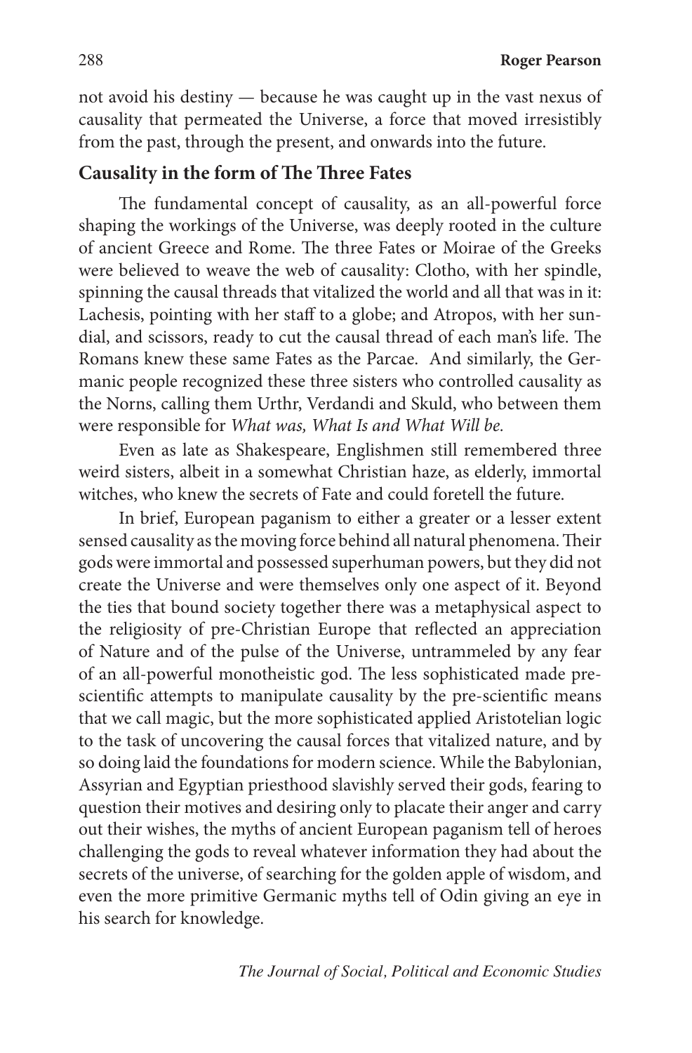not avoid his destiny — because he was caught up in the vast nexus of causality that permeated the Universe, a force that moved irresistibly from the past, through the present, and onwards into the future.

### Causality in the form of The Three Fates

The fundamental concept of causality, as an all-powerful force shaping the workings of the Universe, was deeply rooted in the culture of ancient Greece and Rome. The three Fates or Moirae of the Greeks were believed to weave the web of causality: Clotho, with her spindle, spinning the causal threads that vitalized the world and all that was in it: Lachesis, pointing with her staff to a globe; and Atropos, with her sundial, and scissors, ready to cut the causal thread of each man's life. The Romans knew these same Fates as the Parcae. And similarly, the Germanic people recognized these three sisters who controlled causality as the Norns, calling them Urthr, Verdandi and Skuld, who between them were responsible for *What was, What Is and What Will be.*

Even as late as Shakespeare, Englishmen still remembered three weird sisters, albeit in a somewhat Christian haze, as elderly, immortal witches, who knew the secrets of Fate and could foretell the future.

In brief, European paganism to either a greater or a lesser extent sensed causality as the moving force behind all natural phenomena. Their gods were immortal and possessed superhuman powers, but they did not create the Universe and were themselves only one aspect of it. Beyond the ties that bound society together there was a metaphysical aspect to the religiosity of pre-Christian Europe that reflected an appreciation of Nature and of the pulse of the Universe, untrammeled by any fear of an all-powerful monotheistic god. The less sophisticated made pre-scientific attempts to manipulate causality by the pre-scientific means that we call magic, but the more sophisticated applied Aristotelian logic to the task of uncovering the causal forces that vitalized nature, and by so doing laid the foundations for modern science. While the Babylonian, Assyrian and Egyptian priesthood slavishly served their gods, fearing to question their motives and desiring only to placate their anger and carry out their wishes, the myths of ancient European paganism tell of heroes challenging the gods to reveal whatever information they had about the secrets of the universe, of searching for the golden apple of wisdom, and even the more primitive Germanic myths tell of Odin giving an eye in his search for knowledge.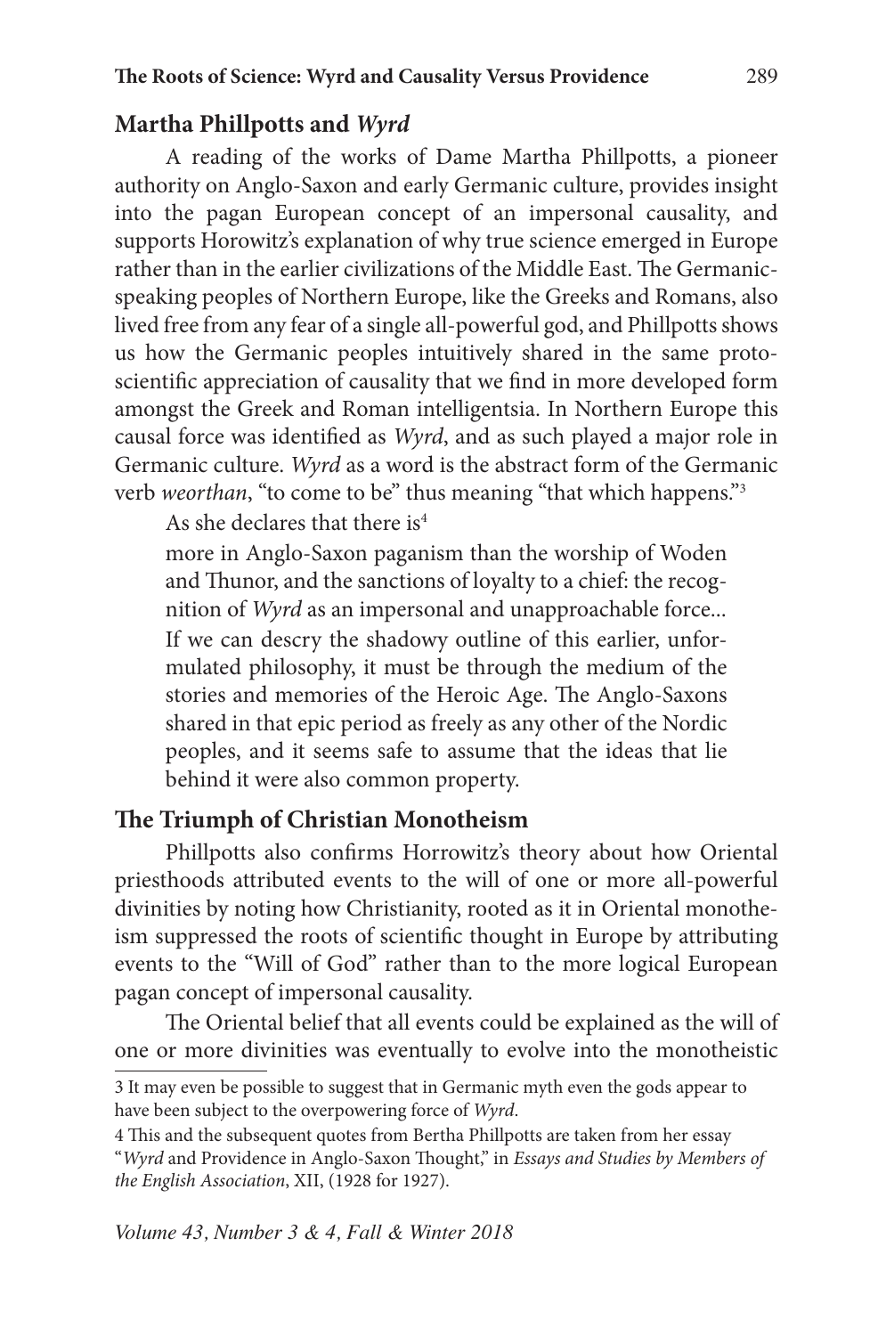## Martha Phillpotts and *Wyrd*

A reading of the works of Dame Martha Phillpotts, a pioneer authority on Anglo-Saxon and early Germanic culture, provides insight into the pagan European concept of an impersonal causality, and supports Horowitz's explanation of why true science emerged in Europe rather than in the earlier civilizations of the Middle East. The Germanic-speaking peoples of Northern Europe, like the Greeks and Romans, also lived free from any fear of a single all-powerful god, and Phillpotts shows us how the Germanic peoples intuitively shared in the same proto-scientific appreciation of causality that we find in more developed form amongst the Greek and Roman intelligentsia. In Northern Europe this causal force was identified as *Wyrd*, and as such played a major role in Germanic culture. *Wyrd* as a word is the abstract form of the Germanic verb *weorthan*, "to come to be" thus meaning "that which happens."[3]

As she declares that there is[4]

> more in Anglo-Saxon paganism than the worship of Woden and Thunor, and the sanctions of loyalty to a chief: the recognition of *Wyrd* as an impersonal and unapproachable force... If we can descry the shadowy outline of this earlier, unformulated philosophy, it must be through the medium of the stories and memories of the Heroic Age. The Anglo-Saxons shared in that epic period as freely as any other of the Nordic peoples, and it seems safe to assume that the ideas that lie behind it were also common property.

## The Triumph of Christian Monotheism

Phillpotts also confirms Horrowitz's theory about how Oriental priesthoods attributed events to the will of one or more all-powerful divinities by noting how Christianity, rooted as it in Oriental monotheism suppressed the roots of scientific thought in Europe by attributing events to the "Will of God" rather than to the more logical European pagan concept of impersonal causality.

The Oriental belief that all events could be explained as the will of one or more divinities was eventually to evolve into the monotheistic

---

3 It may even be possible to suggest that in Germanic myth even the gods appear to have been subject to the overpowering force of *Wyrd*.

4 This and the subsequent quotes from Bertha Phillpotts are taken from her essay "*Wyrd* and Providence in Anglo-Saxon Thought," in *Essays and Studies by Members of the English Association*, XII, (1928 for 1927).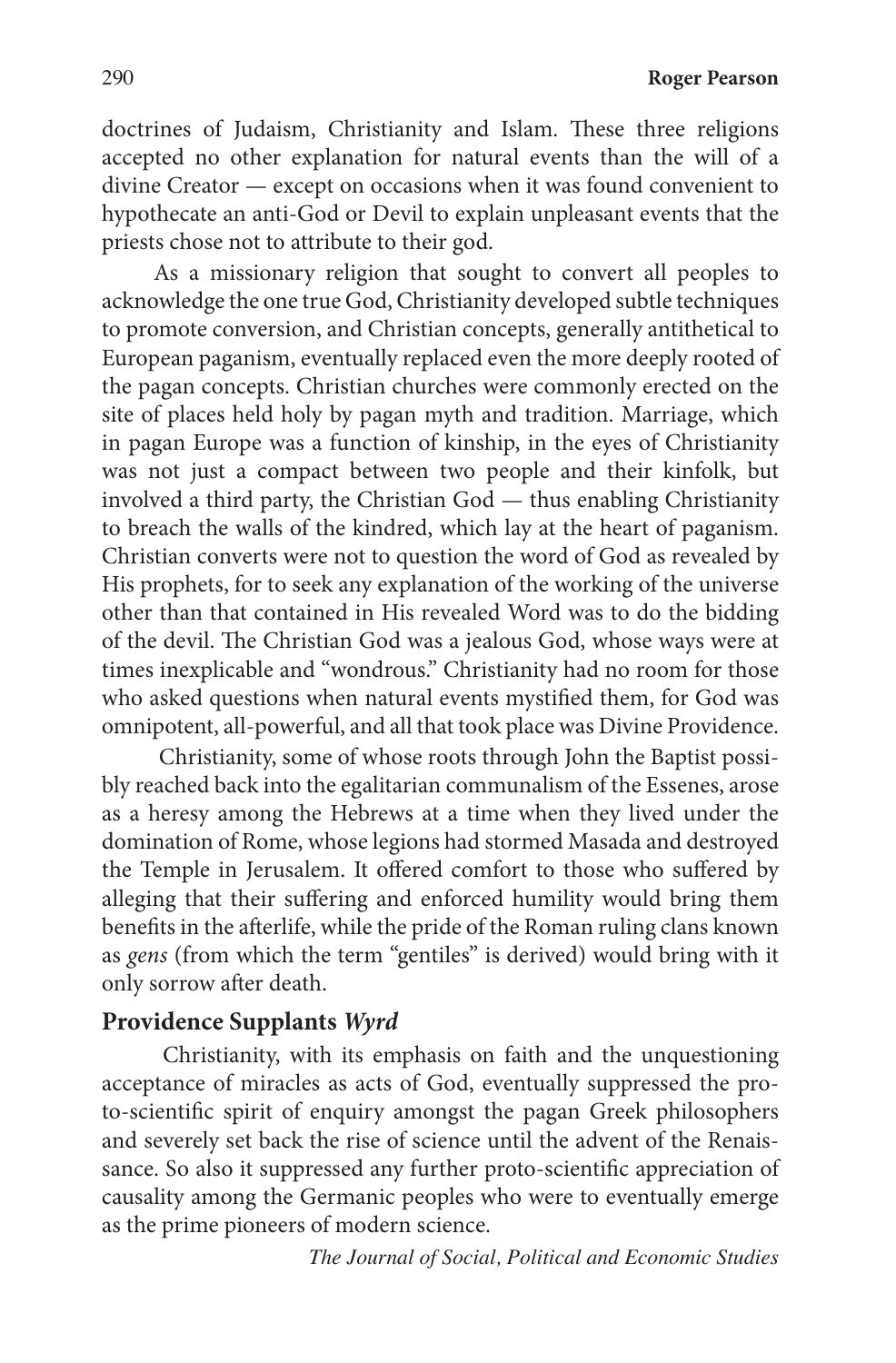doctrines of Judaism, Christianity and Islam. These three religions accepted no other explanation for natural events than the will of a divine Creator — except on occasions when it was found convenient to hypothecate an anti-God or Devil to explain unpleasant events that the priests chose not to attribute to their god.

As a missionary religion that sought to convert all peoples to acknowledge the one true God, Christianity developed subtle techniques to promote conversion, and Christian concepts, generally antithetical to European paganism, eventually replaced even the more deeply rooted of the pagan concepts. Christian churches were commonly erected on the site of places held holy by pagan myth and tradition. Marriage, which in pagan Europe was a function of kinship, in the eyes of Christianity was not just a compact between two people and their kinfolk, but involved a third party, the Christian God — thus enabling Christianity to breach the walls of the kindred, which lay at the heart of paganism. Christian converts were not to question the word of God as revealed by His prophets, for to seek any explanation of the working of the universe other than that contained in His revealed Word was to do the bidding of the devil. The Christian God was a jealous God, whose ways were at times inexplicable and "wondrous." Christianity had no room for those who asked questions when natural events mystified them, for God was omnipotent, all-powerful, and all that took place was Divine Providence.

Christianity, some of whose roots through John the Baptist possibly reached back into the egalitarian communalism of the Essenes, arose as a heresy among the Hebrews at a time when they lived under the domination of Rome, whose legions had stormed Masada and destroyed the Temple in Jerusalem. It offered comfort to those who suffered by alleging that their suffering and enforced humility would bring them benefits in the afterlife, while the pride of the Roman ruling clans known as *gens* (from which the term "gentiles" is derived) would bring with it only sorrow after death.

## Providence Supplants *Wyrd*

Christianity, with its emphasis on faith and the unquestioning acceptance of miracles as acts of God, eventually suppressed the proto-scientific spirit of enquiry amongst the pagan Greek philosophers and severely set back the rise of science until the advent of the Renaissance. So also it suppressed any further proto-scientific appreciation of causality among the Germanic peoples who were to eventually emerge as the prime pioneers of modern science.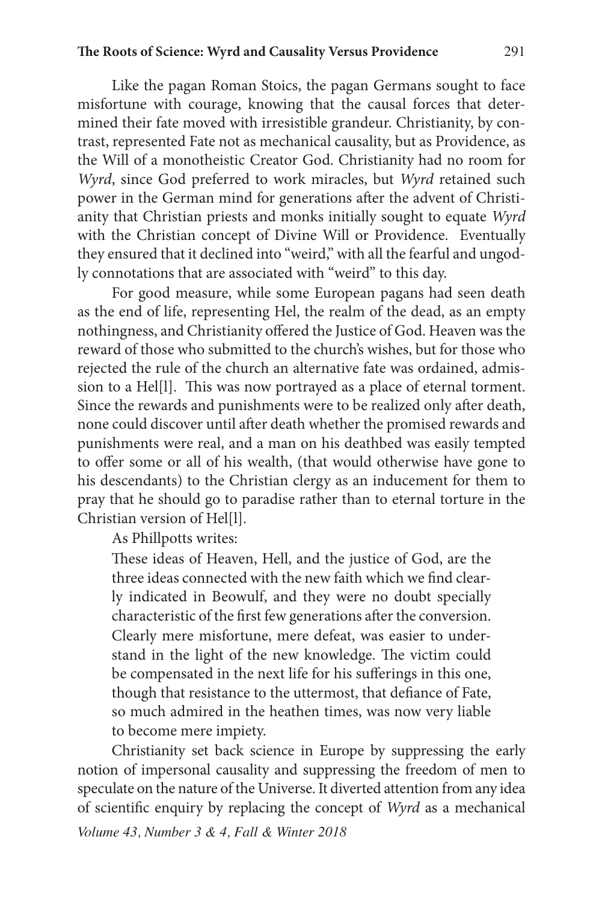Like the pagan Roman Stoics, the pagan Germans sought to face misfortune with courage, knowing that the causal forces that determined their fate moved with irresistible grandeur. Christianity, by contrast, represented Fate not as mechanical causality, but as Providence, as the Will of a monotheistic Creator God. Christianity had no room for *Wyrd*, since God preferred to work miracles, but *Wyrd* retained such power in the German mind for generations after the advent of Christianity that Christian priests and monks initially sought to equate *Wyrd* with the Christian concept of Divine Will or Providence. Eventually they ensured that it declined into "weird," with all the fearful and ungodly connotations that are associated with "weird" to this day.

For good measure, while some European pagans had seen death as the end of life, representing Hel, the realm of the dead, as an empty nothingness, and Christianity offered the Justice of God. Heaven was the reward of those who submitted to the church's wishes, but for those who rejected the rule of the church an alternative fate was ordained, admission to a Hel[l]. This was now portrayed as a place of eternal torment. Since the rewards and punishments were to be realized only after death, none could discover until after death whether the promised rewards and punishments were real, and a man on his deathbed was easily tempted to offer some or all of his wealth, (that would otherwise have gone to his descendants) to the Christian clergy as an inducement for them to pray that he should go to paradise rather than to eternal torture in the Christian version of Hel[l].

As Phillpotts writes:

> These ideas of Heaven, Hell, and the justice of God, are the three ideas connected with the new faith which we find clearly indicated in Beowulf, and they were no doubt specially characteristic of the first few generations after the conversion. Clearly mere misfortune, mere defeat, was easier to understand in the light of the new knowledge. The victim could be compensated in the next life for his sufferings in this one, though that resistance to the uttermost, that defiance of Fate, so much admired in the heathen times, was now very liable to become mere impiety.

Christianity set back science in Europe by suppressing the early notion of impersonal causality and suppressing the freedom of men to speculate on the nature of the Universe. It diverted attention from any idea of scientific enquiry by replacing the concept of *Wyrd* as a mechanical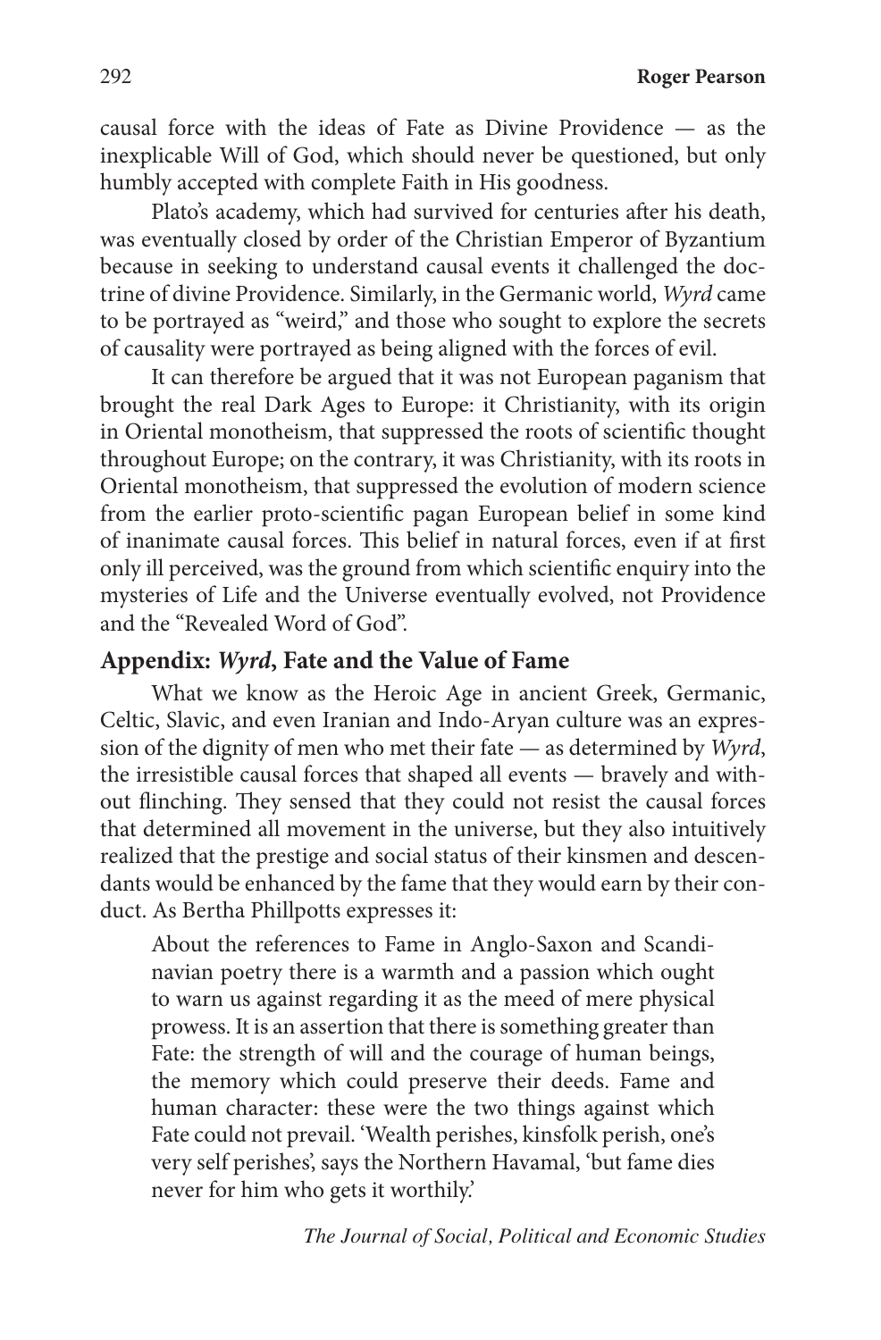causal force with the ideas of Fate as Divine Providence — as the inexplicable Will of God, which should never be questioned, but only humbly accepted with complete Faith in His goodness.

Plato's academy, which had survived for centuries after his death, was eventually closed by order of the Christian Emperor of Byzantium because in seeking to understand causal events it challenged the doctrine of divine Providence. Similarly, in the Germanic world, *Wyrd* came to be portrayed as "weird," and those who sought to explore the secrets of causality were portrayed as being aligned with the forces of evil.

It can therefore be argued that it was not European paganism that brought the real Dark Ages to Europe: it Christianity, with its origin in Oriental monotheism, that suppressed the roots of scientific thought throughout Europe; on the contrary, it was Christianity, with its roots in Oriental monotheism, that suppressed the evolution of modern science from the earlier proto-scientific pagan European belief in some kind of inanimate causal forces. This belief in natural forces, even if at first only ill perceived, was the ground from which scientific enquiry into the mysteries of Life and the Universe eventually evolved, not Providence and the "Revealed Word of God".

## Appendix: *Wyrd*, Fate and the Value of Fame

What we know as the Heroic Age in ancient Greek, Germanic, Celtic, Slavic, and even Iranian and Indo-Aryan culture was an expression of the dignity of men who met their fate — as determined by *Wyrd*, the irresistible causal forces that shaped all events — bravely and without flinching. They sensed that they could not resist the causal forces that determined all movement in the universe, but they also intuitively realized that the prestige and social status of their kinsmen and descendants would be enhanced by the fame that they would earn by their conduct. As Bertha Phillpotts expresses it:

> About the references to Fame in Anglo-Saxon and Scandinavian poetry there is a warmth and a passion which ought to warn us against regarding it as the meed of mere physical prowess. It is an assertion that there is something greater than Fate: the strength of will and the courage of human beings, the memory which could preserve their deeds. Fame and human character: these were the two things against which Fate could not prevail. 'Wealth perishes, kinsfolk perish, one's very self perishes', says the Northern Havamal, 'but fame dies never for him who gets it worthily.'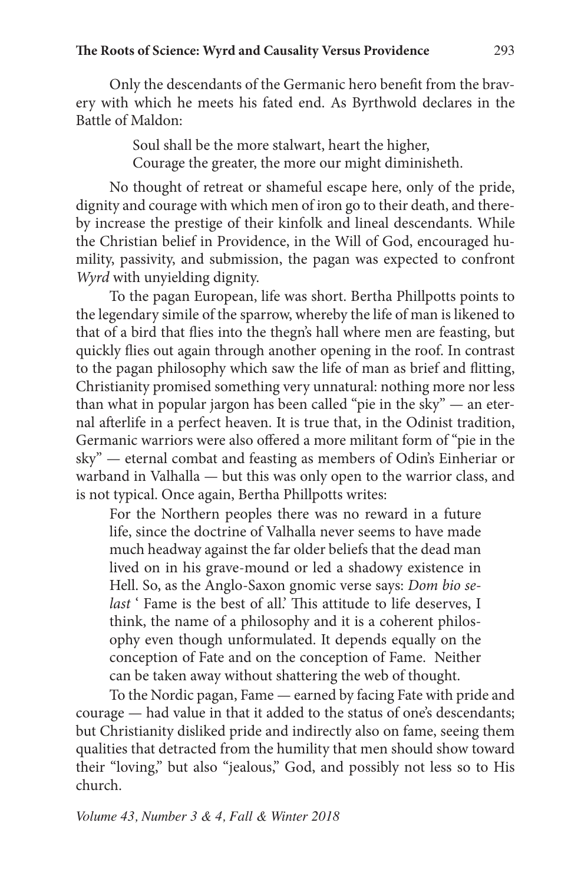Only the descendants of the Germanic hero benefit from the bravery with which he meets his fated end. As Byrthwold declares in the Battle of Maldon:

> Soul shall be the more stalwart, heart the higher,
> Courage the greater, the more our might diminisheth.

No thought of retreat or shameful escape here, only of the pride, dignity and courage with which men of iron go to their death, and thereby increase the prestige of their kinfolk and lineal descendants. While the Christian belief in Providence, in the Will of God, encouraged humility, passivity, and submission, the pagan was expected to confront *Wyrd* with unyielding dignity.

To the pagan European, life was short. Bertha Phillpotts points to the legendary simile of the sparrow, whereby the life of man is likened to that of a bird that flies into the thegn's hall where men are feasting, but quickly flies out again through another opening in the roof. In contrast to the pagan philosophy which saw the life of man as brief and flitting, Christianity promised something very unnatural: nothing more nor less than what in popular jargon has been called "pie in the sky" — an eternal afterlife in a perfect heaven. It is true that, in the Odinist tradition, Germanic warriors were also offered a more militant form of "pie in the sky" — eternal combat and feasting as members of Odin's Einheriar or warband in Valhalla — but this was only open to the warrior class, and is not typical. Once again, Bertha Phillpotts writes:

> For the Northern peoples there was no reward in a future life, since the doctrine of Valhalla never seems to have made much headway against the far older beliefs that the dead man lived on in his grave-mound or led a shadowy existence in Hell. So, as the Anglo-Saxon gnomic verse says: *Dom bio selast* ' Fame is the best of all.' This attitude to life deserves, I think, the name of a philosophy and it is a coherent philosophy even though unformulated. It depends equally on the conception of Fate and on the conception of Fame. Neither can be taken away without shattering the web of thought.

To the Nordic pagan, Fame — earned by facing Fate with pride and courage — had value in that it added to the status of one's descendants; but Christianity disliked pride and indirectly also on fame, seeing them qualities that detracted from the humility that men should show toward their "loving," but also "jealous," God, and possibly not less so to His church.